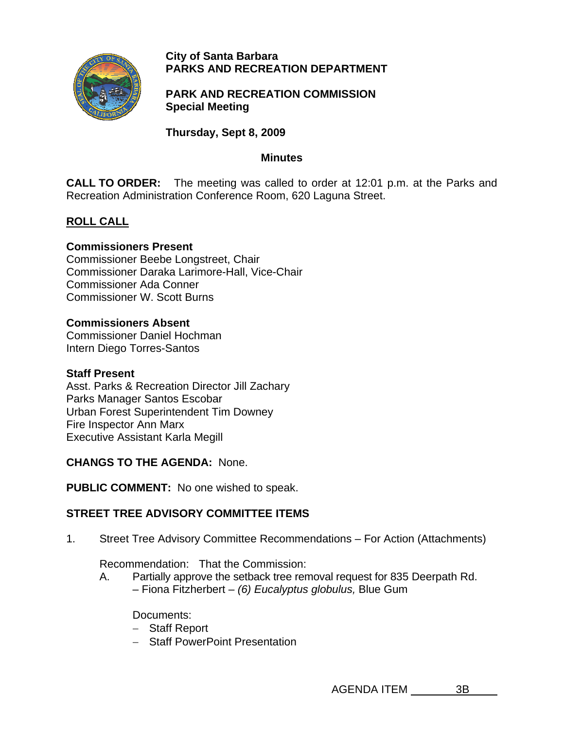**City of Santa Barbara**
**PARKS AND RECREATION DEPARTMENT**

**PARK AND RECREATION COMMISSION**
**Special Meeting**

**Thursday, Sept 8, 2009**

**Minutes**

**CALL TO ORDER:** The meeting was called to order at 12:01 p.m. at the Parks and Recreation Administration Conference Room, 620 Laguna Street.

## ROLL CALL

**Commissioners Present**
Commissioner Beebe Longstreet, Chair
Commissioner Daraka Larimore-Hall, Vice-Chair
Commissioner Ada Conner
Commissioner W. Scott Burns

**Commissioners Absent**
Commissioner Daniel Hochman
Intern Diego Torres-Santos

**Staff Present**
Asst. Parks & Recreation Director Jill Zachary
Parks Manager Santos Escobar
Urban Forest Superintendent Tim Downey
Fire Inspector Ann Marx
Executive Assistant Karla Megill

**CHANGS TO THE AGENDA:** None.

**PUBLIC COMMENT:** No one wished to speak.

**STREET TREE ADVISORY COMMITTEE ITEMS**

1. Street Tree Advisory Committee Recommendations – For Action (Attachments)

   Recommendation: That the Commission:

   A. Partially approve the setback tree removal request for 835 Deerpath Rd. – Fiona Fitzherbert – *(6) Eucalyptus globulus,* Blue Gum

      Documents:
      - Staff Report
      - Staff PowerPoint Presentation

AGENDA ITEM 3B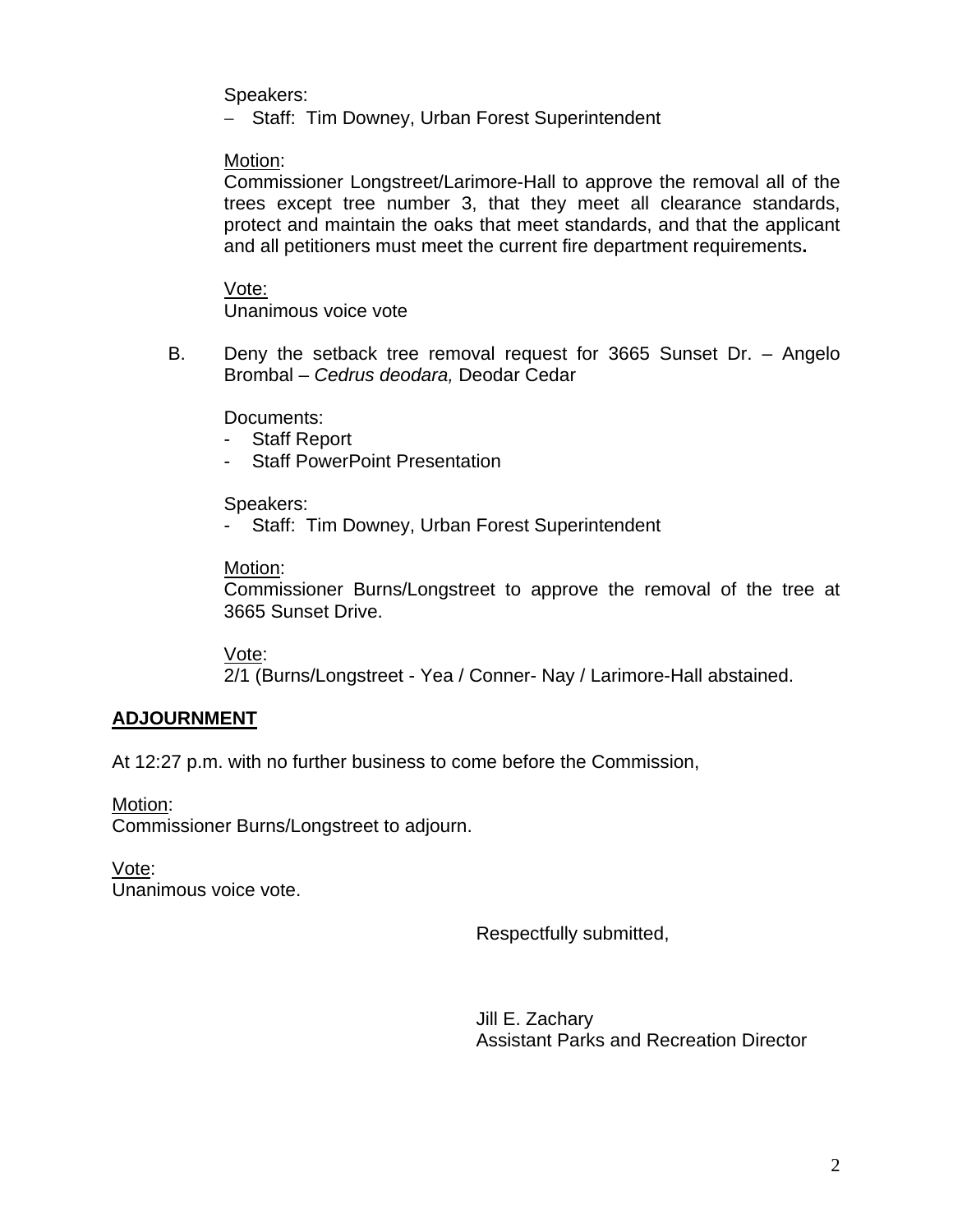Speakers:

- Staff: Tim Downey, Urban Forest Superintendent

Motion:
Commissioner Longstreet/Larimore-Hall to approve the removal all of the trees except tree number 3, that they meet all clearance standards, protect and maintain the oaks that meet standards, and that the applicant and all petitioners must meet the current fire department requirements**.**

Vote:
Unanimous voice vote

B. Deny the setback tree removal request for 3665 Sunset Dr. – Angelo Brombal – *Cedrus deodara,* Deodar Cedar

Documents:

- Staff Report
- Staff PowerPoint Presentation

Speakers:

- Staff: Tim Downey, Urban Forest Superintendent

Motion:
Commissioner Burns/Longstreet to approve the removal of the tree at 3665 Sunset Drive.

Vote:
2/1 (Burns/Longstreet - Yea / Conner- Nay / Larimore-Hall abstained.

## ADJOURNMENT

At 12:27 p.m. with no further business to come before the Commission,

Motion:
Commissioner Burns/Longstreet to adjourn.

Vote:
Unanimous voice vote.

Respectfully submitted,

Jill E. Zachary
Assistant Parks and Recreation Director